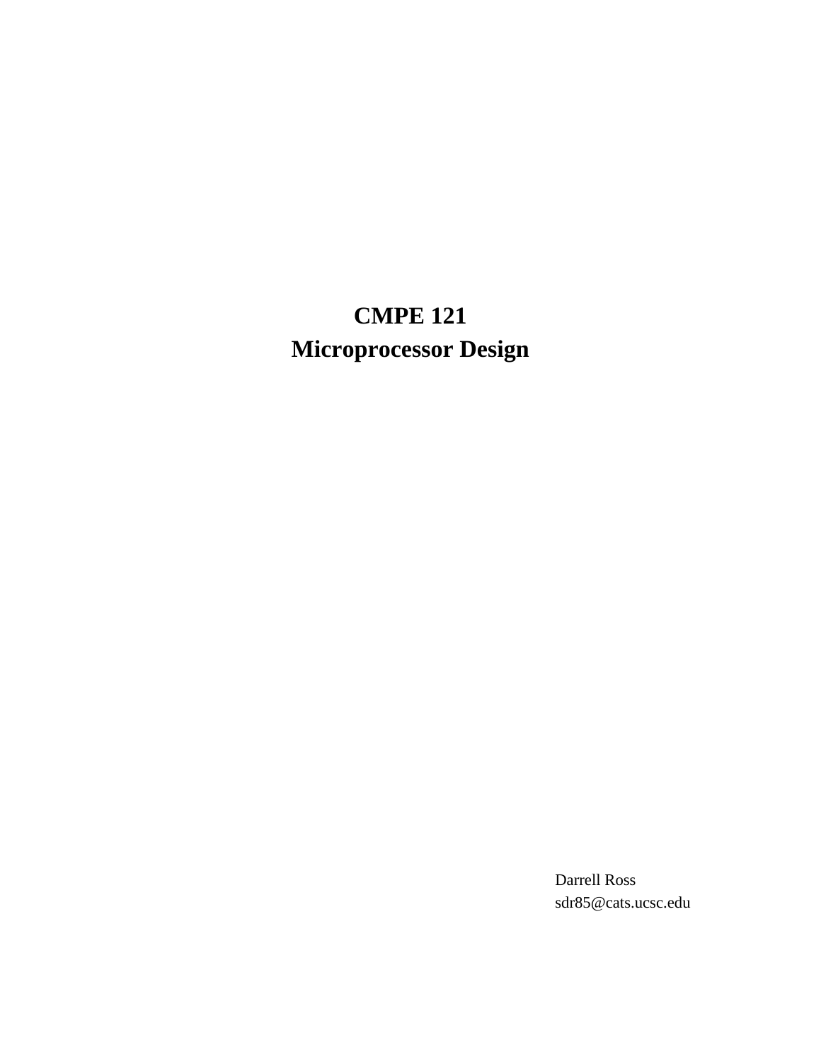# CMPE 121
# Microprocessor Design

Darrell Ross
sdr85@cats.ucsc.edu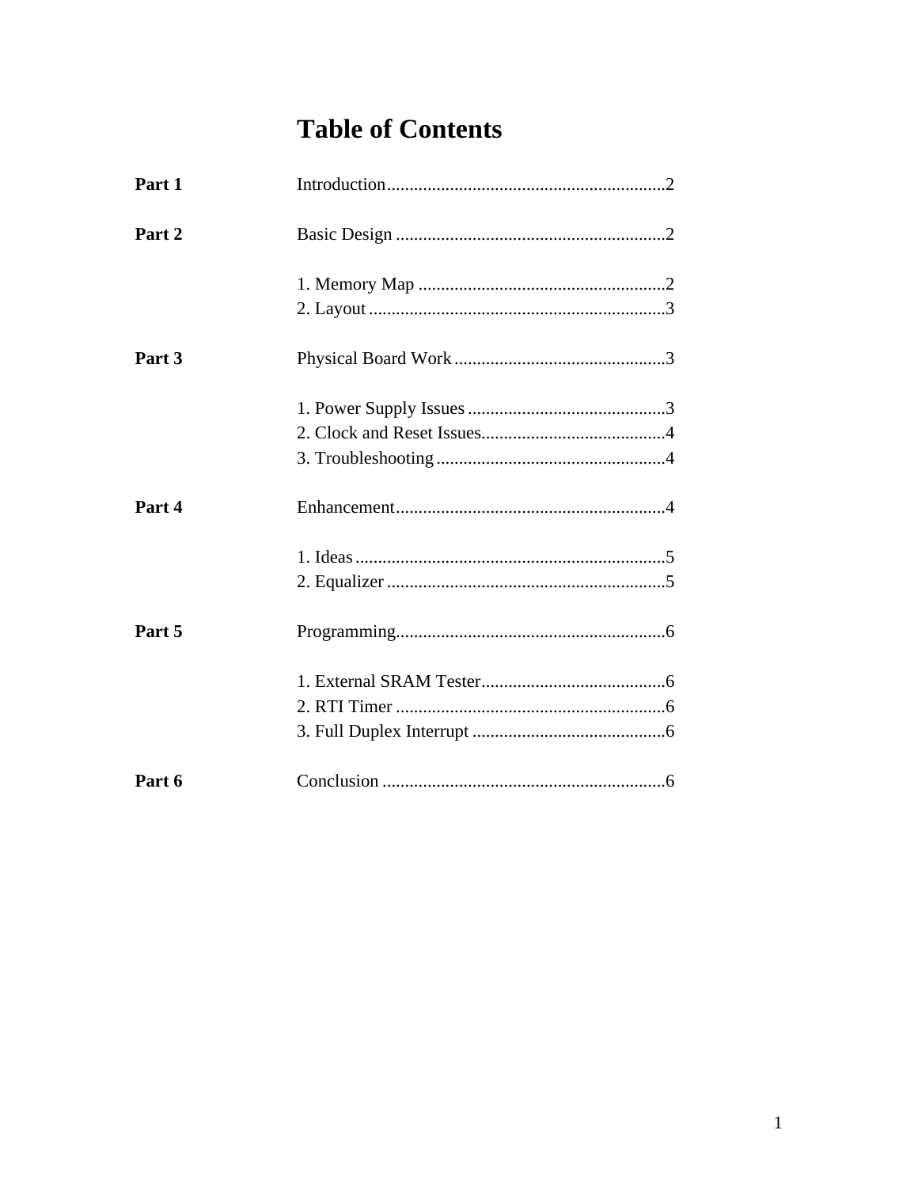# Table of Contents

| | | |
|---|---|---|
| **Part 1** | Introduction | 2 |
| **Part 2** | Basic Design | 2 |
| | 1. Memory Map | 2 |
| | 2. Layout | 3 |
| **Part 3** | Physical Board Work | 3 |
| | 1. Power Supply Issues | 3 |
| | 2. Clock and Reset Issues | 4 |
| | 3. Troubleshooting | 4 |
| **Part 4** | Enhancement | 4 |
| | 1. Ideas | 5 |
| | 2. Equalizer | 5 |
| **Part 5** | Programming | 6 |
| | 1. External SRAM Tester | 6 |
| | 2. RTI Timer | 6 |
| | 3. Full Duplex Interrupt | 6 |
| **Part 6** | Conclusion | 6 |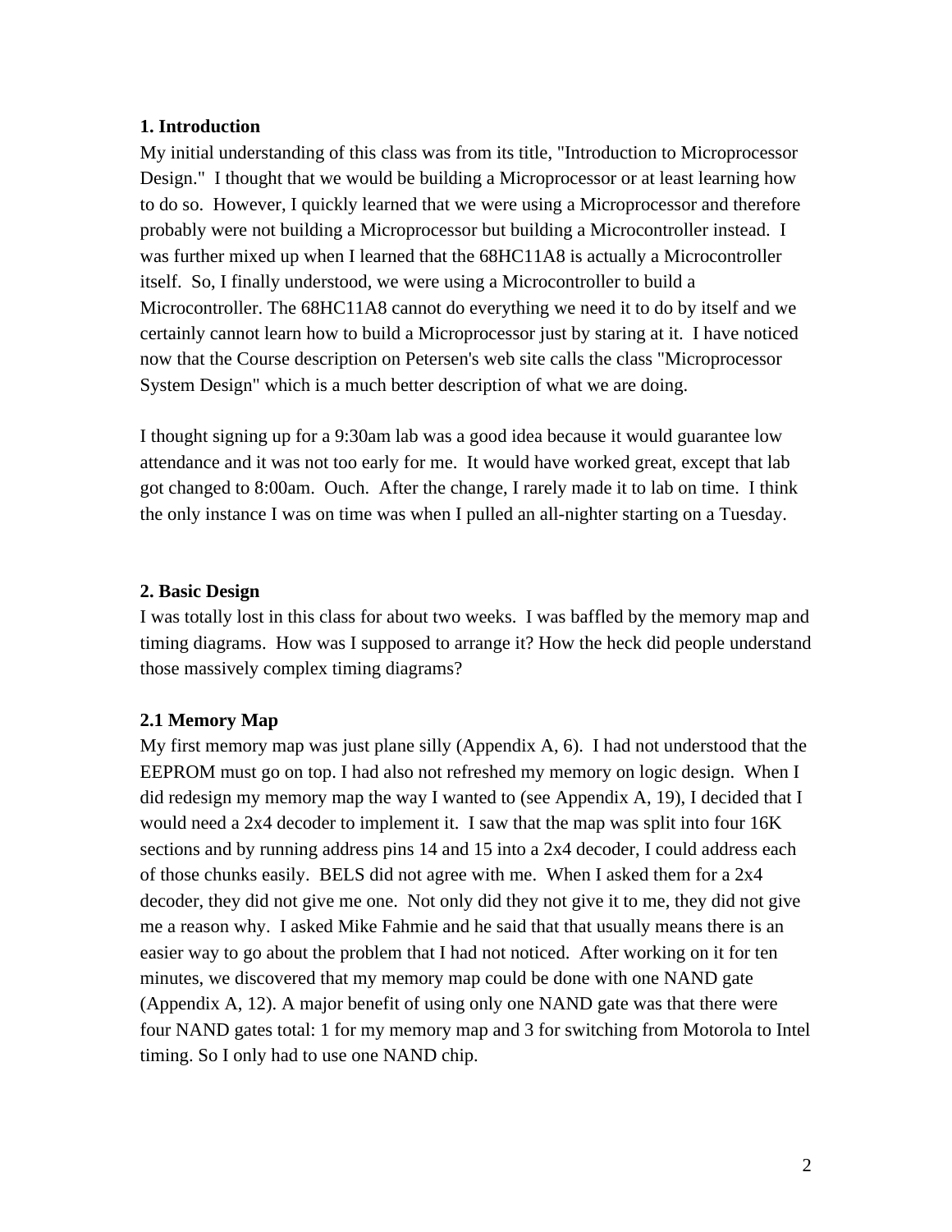## 1. Introduction

My initial understanding of this class was from its title, "Introduction to Microprocessor Design." I thought that we would be building a Microprocessor or at least learning how to do so. However, I quickly learned that we were using a Microprocessor and therefore probably were not building a Microprocessor but building a Microcontroller instead. I was further mixed up when I learned that the 68HC11A8 is actually a Microcontroller itself. So, I finally understood, we were using a Microcontroller to build a Microcontroller. The 68HC11A8 cannot do everything we need it to do by itself and we certainly cannot learn how to build a Microprocessor just by staring at it. I have noticed now that the Course description on Petersen's web site calls the class "Microprocessor System Design" which is a much better description of what we are doing.

I thought signing up for a 9:30am lab was a good idea because it would guarantee low attendance and it was not too early for me. It would have worked great, except that lab got changed to 8:00am. Ouch. After the change, I rarely made it to lab on time. I think the only instance I was on time was when I pulled an all-nighter starting on a Tuesday.

## 2. Basic Design

I was totally lost in this class for about two weeks. I was baffled by the memory map and timing diagrams. How was I supposed to arrange it? How the heck did people understand those massively complex timing diagrams?

### 2.1 Memory Map

My first memory map was just plane silly (Appendix A, 6). I had not understood that the EEPROM must go on top. I had also not refreshed my memory on logic design. When I did redesign my memory map the way I wanted to (see Appendix A, 19), I decided that I would need a 2x4 decoder to implement it. I saw that the map was split into four 16K sections and by running address pins 14 and 15 into a 2x4 decoder, I could address each of those chunks easily. BELS did not agree with me. When I asked them for a 2x4 decoder, they did not give me one. Not only did they not give it to me, they did not give me a reason why. I asked Mike Fahmie and he said that that usually means there is an easier way to go about the problem that I had not noticed. After working on it for ten minutes, we discovered that my memory map could be done with one NAND gate (Appendix A, 12). A major benefit of using only one NAND gate was that there were four NAND gates total: 1 for my memory map and 3 for switching from Motorola to Intel timing. So I only had to use one NAND chip.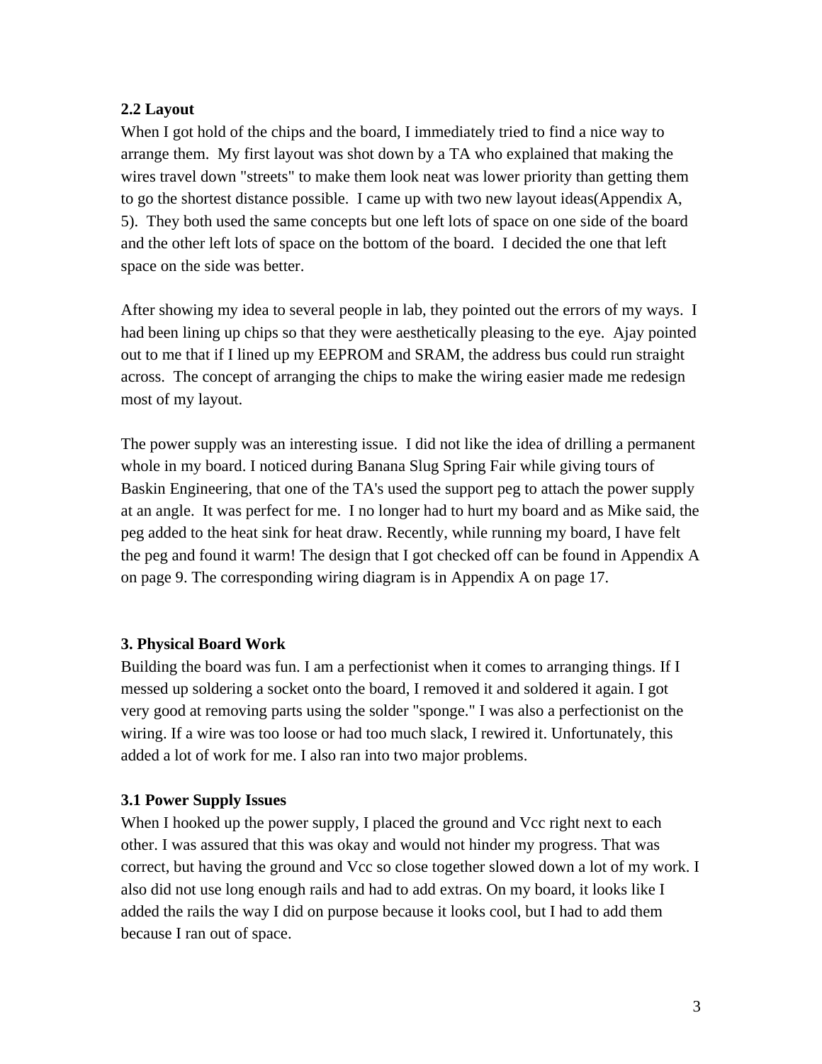### 2.2 Layout

When I got hold of the chips and the board, I immediately tried to find a nice way to arrange them. My first layout was shot down by a TA who explained that making the wires travel down "streets" to make them look neat was lower priority than getting them to go the shortest distance possible. I came up with two new layout ideas(Appendix A, 5). They both used the same concepts but one left lots of space on one side of the board and the other left lots of space on the bottom of the board. I decided the one that left space on the side was better.

After showing my idea to several people in lab, they pointed out the errors of my ways. I had been lining up chips so that they were aesthetically pleasing to the eye. Ajay pointed out to me that if I lined up my EEPROM and SRAM, the address bus could run straight across. The concept of arranging the chips to make the wiring easier made me redesign most of my layout.

The power supply was an interesting issue. I did not like the idea of drilling a permanent whole in my board. I noticed during Banana Slug Spring Fair while giving tours of Baskin Engineering, that one of the TA's used the support peg to attach the power supply at an angle. It was perfect for me. I no longer had to hurt my board and as Mike said, the peg added to the heat sink for heat draw. Recently, while running my board, I have felt the peg and found it warm! The design that I got checked off can be found in Appendix A on page 9. The corresponding wiring diagram is in Appendix A on page 17.

## 3. Physical Board Work

Building the board was fun. I am a perfectionist when it comes to arranging things. If I messed up soldering a socket onto the board, I removed it and soldered it again. I got very good at removing parts using the solder "sponge." I was also a perfectionist on the wiring. If a wire was too loose or had too much slack, I rewired it. Unfortunately, this added a lot of work for me. I also ran into two major problems.

### 3.1 Power Supply Issues

When I hooked up the power supply, I placed the ground and Vcc right next to each other. I was assured that this was okay and would not hinder my progress. That was correct, but having the ground and Vcc so close together slowed down a lot of my work. I also did not use long enough rails and had to add extras. On my board, it looks like I added the rails the way I did on purpose because it looks cool, but I had to add them because I ran out of space.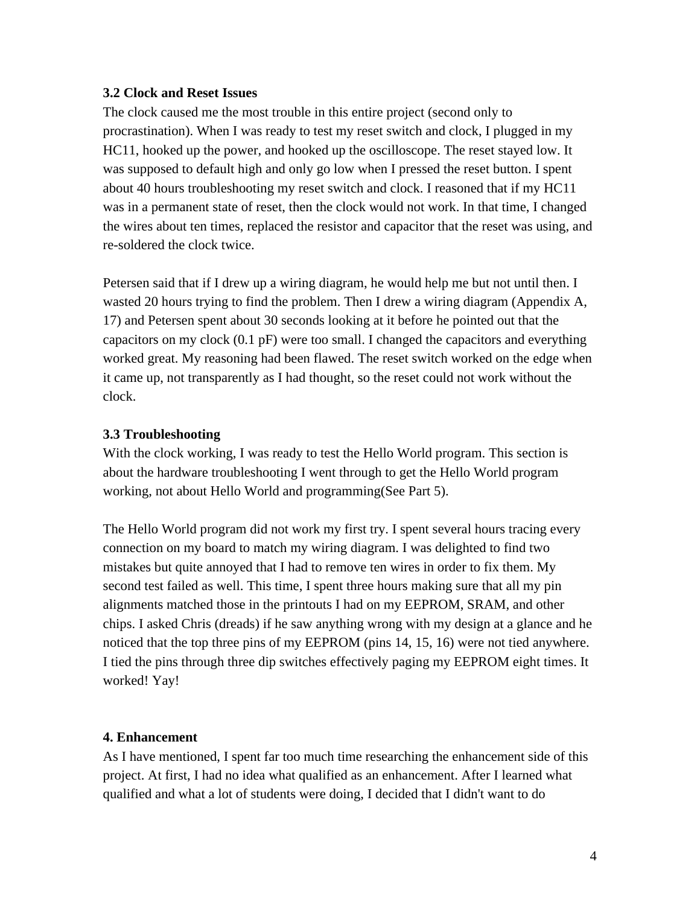### 3.2 Clock and Reset Issues

The clock caused me the most trouble in this entire project (second only to procrastination). When I was ready to test my reset switch and clock, I plugged in my HC11, hooked up the power, and hooked up the oscilloscope. The reset stayed low. It was supposed to default high and only go low when I pressed the reset button. I spent about 40 hours troubleshooting my reset switch and clock. I reasoned that if my HC11 was in a permanent state of reset, then the clock would not work. In that time, I changed the wires about ten times, replaced the resistor and capacitor that the reset was using, and re-soldered the clock twice.

Petersen said that if I drew up a wiring diagram, he would help me but not until then. I wasted 20 hours trying to find the problem. Then I drew a wiring diagram (Appendix A, 17) and Petersen spent about 30 seconds looking at it before he pointed out that the capacitors on my clock (0.1 pF) were too small. I changed the capacitors and everything worked great. My reasoning had been flawed. The reset switch worked on the edge when it came up, not transparently as I had thought, so the reset could not work without the clock.

### 3.3 Troubleshooting

With the clock working, I was ready to test the Hello World program. This section is about the hardware troubleshooting I went through to get the Hello World program working, not about Hello World and programming(See Part 5).

The Hello World program did not work my first try. I spent several hours tracing every connection on my board to match my wiring diagram. I was delighted to find two mistakes but quite annoyed that I had to remove ten wires in order to fix them. My second test failed as well. This time, I spent three hours making sure that all my pin alignments matched those in the printouts I had on my EEPROM, SRAM, and other chips. I asked Chris (dreads) if he saw anything wrong with my design at a glance and he noticed that the top three pins of my EEPROM (pins 14, 15, 16) were not tied anywhere. I tied the pins through three dip switches effectively paging my EEPROM eight times. It worked! Yay!

## 4. Enhancement

As I have mentioned, I spent far too much time researching the enhancement side of this project. At first, I had no idea what qualified as an enhancement. After I learned what qualified and what a lot of students were doing, I decided that I didn't want to do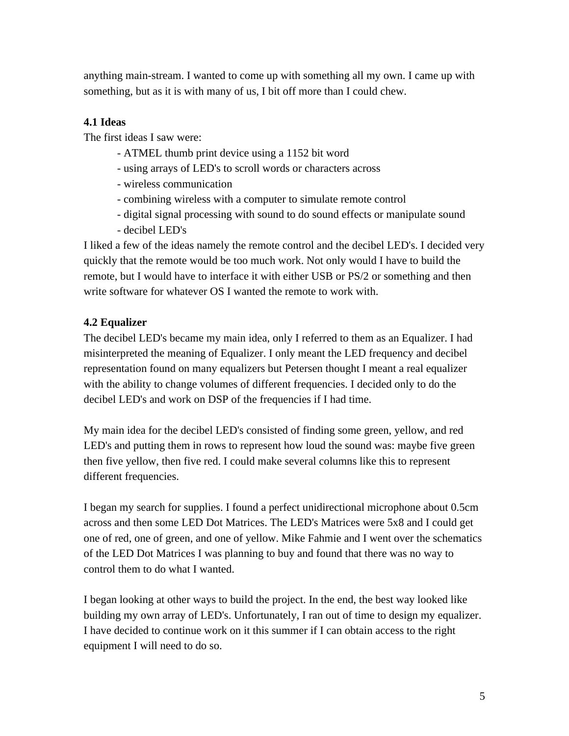anything main-stream. I wanted to come up with something all my own. I came up with something, but as it is with many of us, I bit off more than I could chew.

### 4.1 Ideas

The first ideas I saw were:

- ATMEL thumb print device using a 1152 bit word
- using arrays of LED's to scroll words or characters across
- wireless communication
- combining wireless with a computer to simulate remote control
- digital signal processing with sound to do sound effects or manipulate sound
- decibel LED's

I liked a few of the ideas namely the remote control and the decibel LED's. I decided very quickly that the remote would be too much work. Not only would I have to build the remote, but I would have to interface it with either USB or PS/2 or something and then write software for whatever OS I wanted the remote to work with.

### 4.2 Equalizer

The decibel LED's became my main idea, only I referred to them as an Equalizer. I had misinterpreted the meaning of Equalizer. I only meant the LED frequency and decibel representation found on many equalizers but Petersen thought I meant a real equalizer with the ability to change volumes of different frequencies. I decided only to do the decibel LED's and work on DSP of the frequencies if I had time.

My main idea for the decibel LED's consisted of finding some green, yellow, and red LED's and putting them in rows to represent how loud the sound was: maybe five green then five yellow, then five red. I could make several columns like this to represent different frequencies.

I began my search for supplies. I found a perfect unidirectional microphone about 0.5cm across and then some LED Dot Matrices. The LED's Matrices were 5x8 and I could get one of red, one of green, and one of yellow. Mike Fahmie and I went over the schematics of the LED Dot Matrices I was planning to buy and found that there was no way to control them to do what I wanted.

I began looking at other ways to build the project. In the end, the best way looked like building my own array of LED's. Unfortunately, I ran out of time to design my equalizer. I have decided to continue work on it this summer if I can obtain access to the right equipment I will need to do so.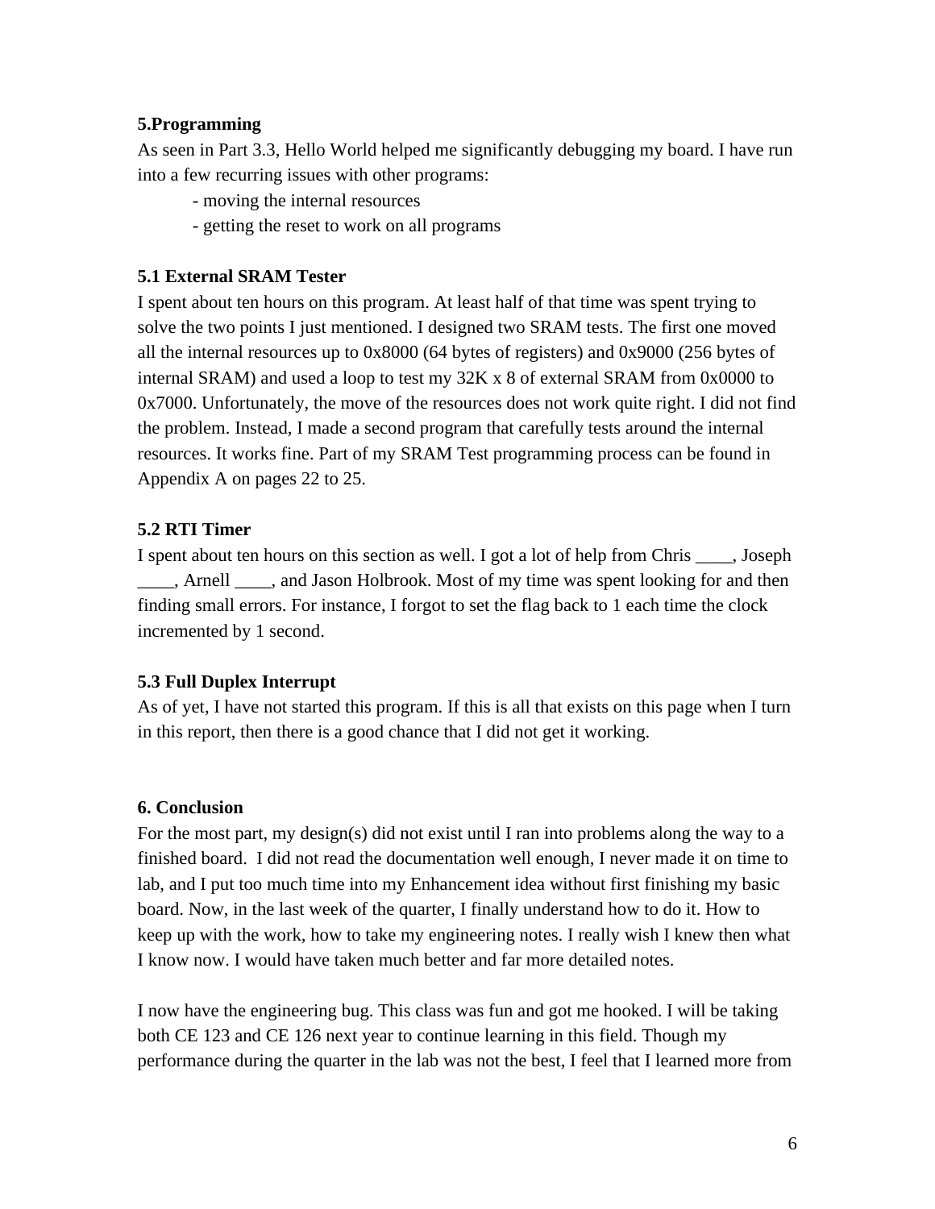## 5.Programming

As seen in Part 3.3, Hello World helped me significantly debugging my board. I have run into a few recurring issues with other programs:

- moving the internal resources
- getting the reset to work on all programs

### 5.1 External SRAM Tester

I spent about ten hours on this program. At least half of that time was spent trying to solve the two points I just mentioned. I designed two SRAM tests. The first one moved all the internal resources up to 0x8000 (64 bytes of registers) and 0x9000 (256 bytes of internal SRAM) and used a loop to test my 32K x 8 of external SRAM from 0x0000 to 0x7000. Unfortunately, the move of the resources does not work quite right. I did not find the problem. Instead, I made a second program that carefully tests around the internal resources. It works fine. Part of my SRAM Test programming process can be found in Appendix A on pages 22 to 25.

### 5.2 RTI Timer

I spent about ten hours on this section as well. I got a lot of help from Chris ____, Joseph ____, Arnell ____, and Jason Holbrook. Most of my time was spent looking for and then finding small errors. For instance, I forgot to set the flag back to 1 each time the clock incremented by 1 second.

### 5.3 Full Duplex Interrupt

As of yet, I have not started this program. If this is all that exists on this page when I turn in this report, then there is a good chance that I did not get it working.

## 6. Conclusion

For the most part, my design(s) did not exist until I ran into problems along the way to a finished board. I did not read the documentation well enough, I never made it on time to lab, and I put too much time into my Enhancement idea without first finishing my basic board. Now, in the last week of the quarter, I finally understand how to do it. How to keep up with the work, how to take my engineering notes. I really wish I knew then what I know now. I would have taken much better and far more detailed notes.

I now have the engineering bug. This class was fun and got me hooked. I will be taking both CE 123 and CE 126 next year to continue learning in this field. Though my performance during the quarter in the lab was not the best, I feel that I learned more from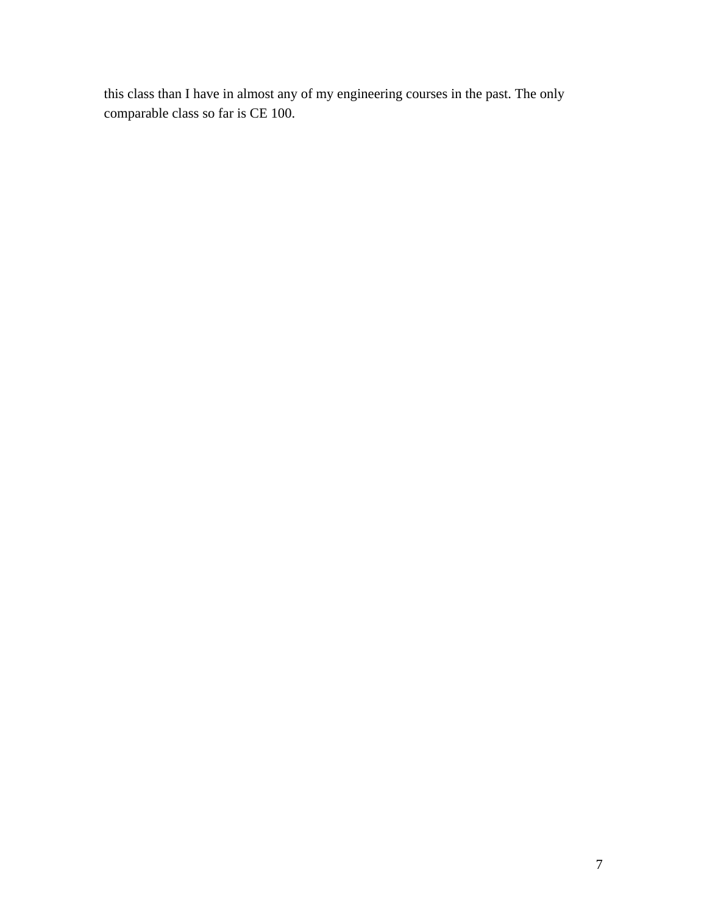this class than I have in almost any of my engineering courses in the past. The only comparable class so far is CE 100.